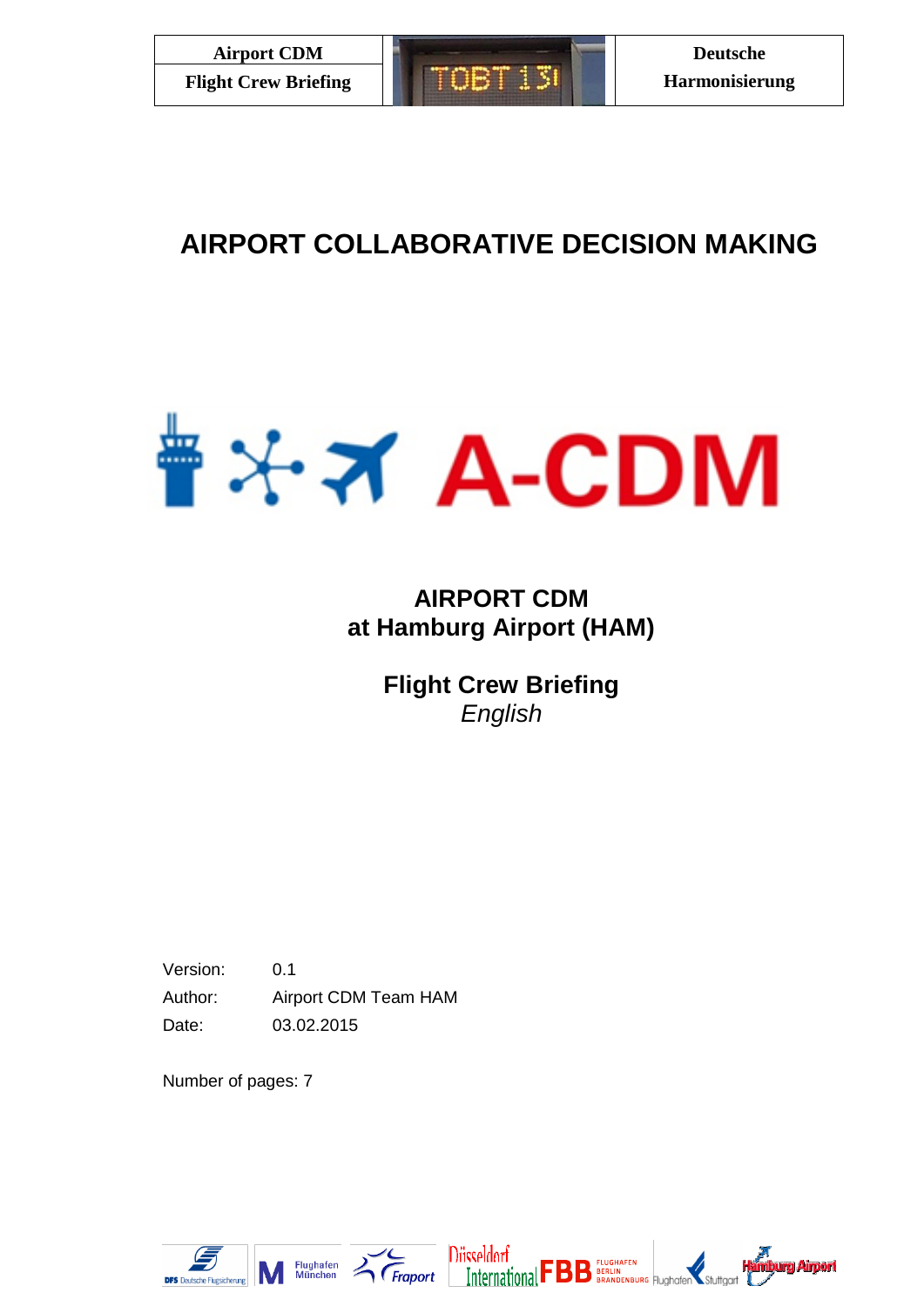# AIRPORT COLLABORATIVE DECISION MAKING

A-CDM

## AIRPORT CDM
## at Hamburg Airport (HAM)

## Flight Crew Briefing
*English*

Version: 0.1

Author: Airport CDM Team HAM

Date: 03.02.2015

Number of pages: 7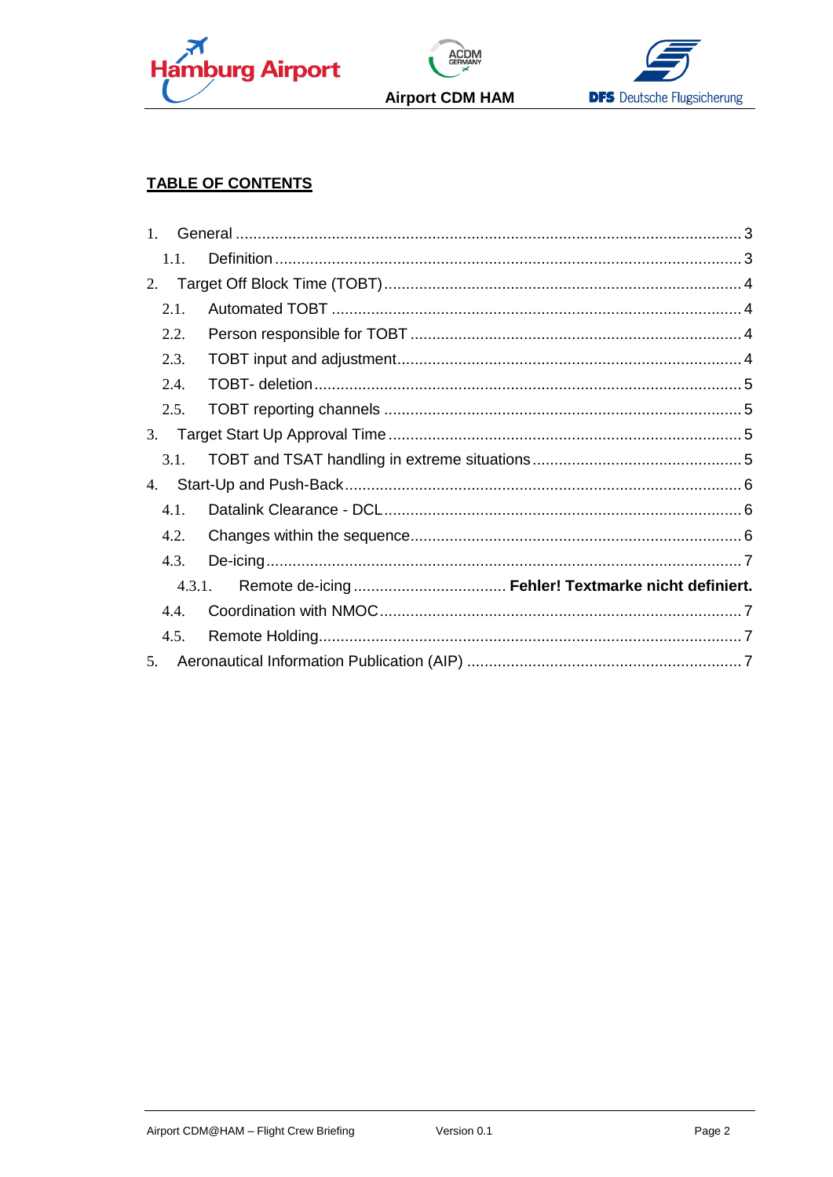## TABLE OF CONTENTS

1. General ........................................................................................................ 3
   1.1. Definition ................................................................................................ 3
2. Target Off Block Time (TOBT) ....................................................................... 4
   2.1. Automated TOBT ...................................................................................... 4
   2.2. Person responsible for TOBT ..................................................................... 4
   2.3. TOBT input and adjustment ....................................................................... 4
   2.4. TOBT- deletion ......................................................................................... 5
   2.5. TOBT reporting channels ........................................................................... 5
3. Target Start Up Approval Time ...................................................................... 5
   3.1. TOBT and TSAT handling in extreme situations ............................................ 5
4. Start-Up and Push-Back ................................................................................ 6
   4.1. Datalink Clearance - DCL .......................................................................... 6
   4.2. Changes within the sequence ..................................................................... 6
   4.3. De-icing .................................................................................................. 7
      4.3.1. Remote de-icing ................................... **Fehler! Textmarke nicht definiert.**
   4.4. Coordination with NMOC ........................................................................... 7
   4.5. Remote Holding ........................................................................................ 7
5. Aeronautical Information Publication (AIP) ...................................................... 7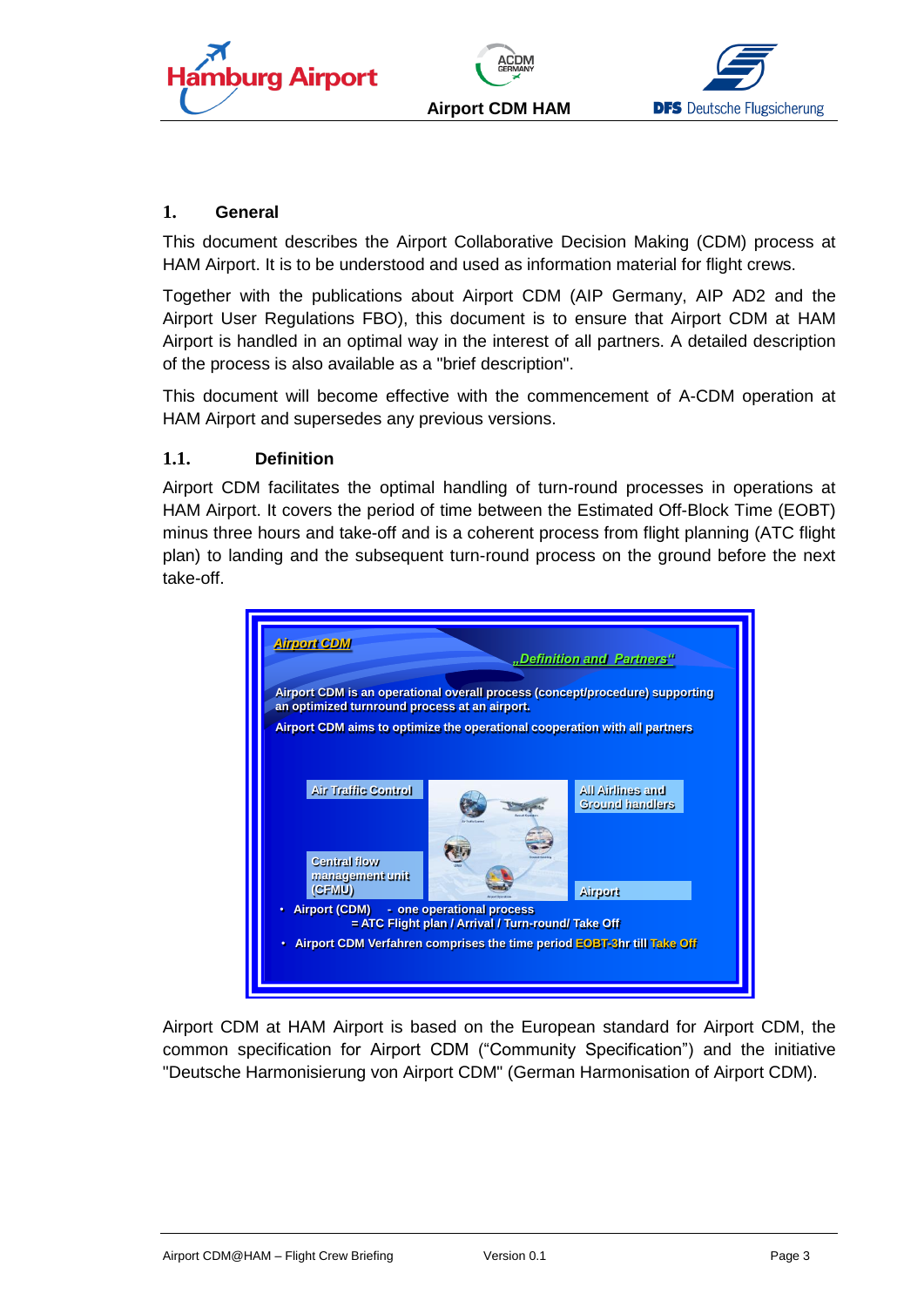## 1. General

This document describes the Airport Collaborative Decision Making (CDM) process at HAM Airport. It is to be understood and used as information material for flight crews.

Together with the publications about Airport CDM (AIP Germany, AIP AD2 and the Airport User Regulations FBO), this document is to ensure that Airport CDM at HAM Airport is handled in an optimal way in the interest of all partners. A detailed description of the process is also available as a "brief description".

This document will become effective with the commencement of A-CDM operation at HAM Airport and supersedes any previous versions.

### 1.1. Definition

Airport CDM facilitates the optimal handling of turn-round processes in operations at HAM Airport. It covers the period of time between the Estimated Off-Block Time (EOBT) minus three hours and take-off and is a coherent process from flight planning (ATC flight plan) to landing and the subsequent turn-round process on the ground before the next take-off.

**Airport CDM** — „Definition and Partners"

Airport CDM is an operational overall process (concept/procedure) supporting an optimized turnround process at an airport.

Airport CDM aims to optimize the operational cooperation with all partners

- Air Traffic Control
- All Airlines and Ground handlers
- Central flow management unit (CFMU)
- Airport

- Airport (CDM) - one operational process = ATC Flight plan / Arrival / Turn-round/ Take Off
- Airport CDM Verfahren comprises the time period EOBT-3hr till Take Off

Airport CDM at HAM Airport is based on the European standard for Airport CDM, the common specification for Airport CDM ("Community Specification") and the initiative "Deutsche Harmonisierung von Airport CDM" (German Harmonisation of Airport CDM).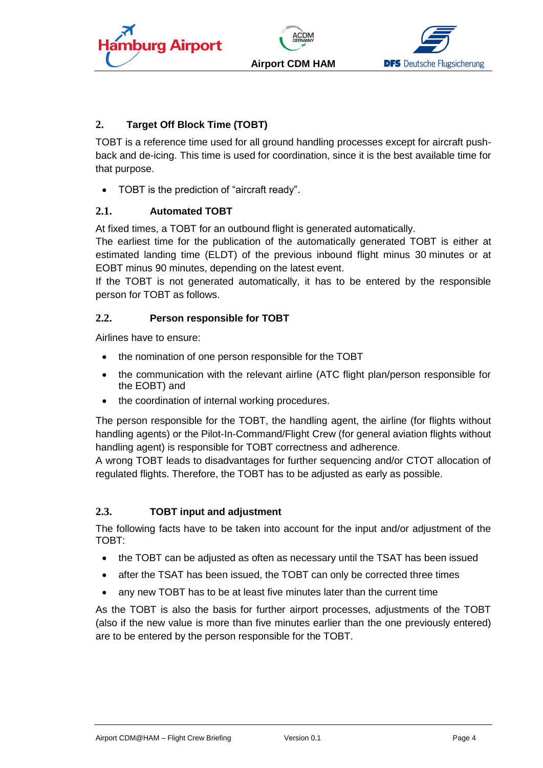## 2. Target Off Block Time (TOBT)

TOBT is a reference time used for all ground handling processes except for aircraft push-back and de-icing. This time is used for coordination, since it is the best available time for that purpose.

- TOBT is the prediction of “aircraft ready”.

### 2.1. Automated TOBT

At fixed times, a TOBT for an outbound flight is generated automatically.
The earliest time for the publication of the automatically generated TOBT is either at estimated landing time (ELDT) of the previous inbound flight minus 30 minutes or at EOBT minus 90 minutes, depending on the latest event.
If the TOBT is not generated automatically, it has to be entered by the responsible person for TOBT as follows.

### 2.2. Person responsible for TOBT

Airlines have to ensure:

- the nomination of one person responsible for the TOBT
- the communication with the relevant airline (ATC flight plan/person responsible for the EOBT) and
- the coordination of internal working procedures.

The person responsible for the TOBT, the handling agent, the airline (for flights without handling agents) or the Pilot-In-Command/Flight Crew (for general aviation flights without handling agent) is responsible for TOBT correctness and adherence.
A wrong TOBT leads to disadvantages for further sequencing and/or CTOT allocation of regulated flights. Therefore, the TOBT has to be adjusted as early as possible.

### 2.3. TOBT input and adjustment

The following facts have to be taken into account for the input and/or adjustment of the TOBT:

- the TOBT can be adjusted as often as necessary until the TSAT has been issued
- after the TSAT has been issued, the TOBT can only be corrected three times
- any new TOBT has to be at least five minutes later than the current time

As the TOBT is also the basis for further airport processes, adjustments of the TOBT (also if the new value is more than five minutes earlier than the one previously entered) are to be entered by the person responsible for the TOBT.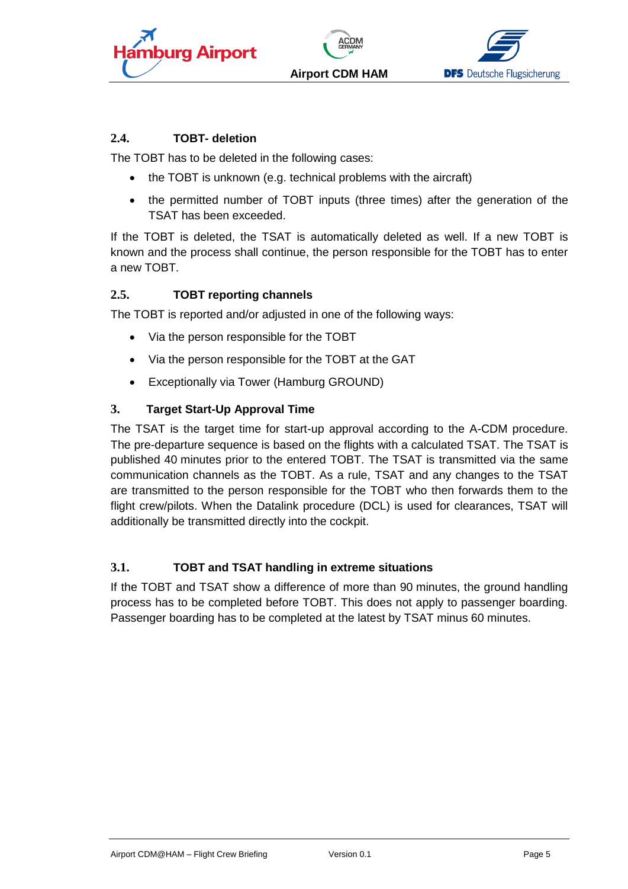### 2.4. TOBT- deletion

The TOBT has to be deleted in the following cases:

- the TOBT is unknown (e.g. technical problems with the aircraft)
- the permitted number of TOBT inputs (three times) after the generation of the TSAT has been exceeded.

If the TOBT is deleted, the TSAT is automatically deleted as well. If a new TOBT is known and the process shall continue, the person responsible for the TOBT has to enter a new TOBT.

### 2.5. TOBT reporting channels

The TOBT is reported and/or adjusted in one of the following ways:

- Via the person responsible for the TOBT
- Via the person responsible for the TOBT at the GAT
- Exceptionally via Tower (Hamburg GROUND)

## 3. Target Start-Up Approval Time

The TSAT is the target time for start-up approval according to the A-CDM procedure. The pre-departure sequence is based on the flights with a calculated TSAT. The TSAT is published 40 minutes prior to the entered TOBT. The TSAT is transmitted via the same communication channels as the TOBT. As a rule, TSAT and any changes to the TSAT are transmitted to the person responsible for the TOBT who then forwards them to the flight crew/pilots. When the Datalink procedure (DCL) is used for clearances, TSAT will additionally be transmitted directly into the cockpit.

### 3.1. TOBT and TSAT handling in extreme situations

If the TOBT and TSAT show a difference of more than 90 minutes, the ground handling process has to be completed before TOBT. This does not apply to passenger boarding. Passenger boarding has to be completed at the latest by TSAT minus 60 minutes.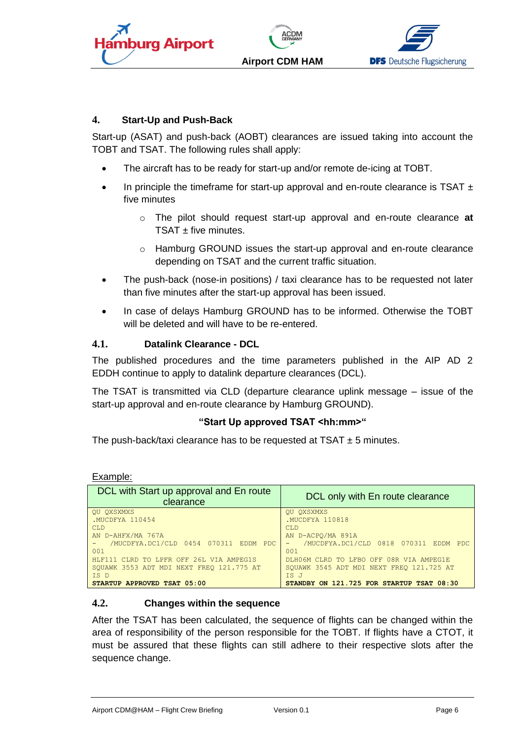## 4. Start-Up and Push-Back

Start-up (ASAT) and push-back (AOBT) clearances are issued taking into account the TOBT and TSAT. The following rules shall apply:

- The aircraft has to be ready for start-up and/or remote de-icing at TOBT.
- In principle the timeframe for start-up approval and en-route clearance is TSAT ± five minutes
  - The pilot should request start-up approval and en-route clearance **at** TSAT ± five minutes.
  - Hamburg GROUND issues the start-up approval and en-route clearance depending on TSAT and the current traffic situation.
- The push-back (nose-in positions) / taxi clearance has to be requested not later than five minutes after the start-up approval has been issued.
- In case of delays Hamburg GROUND has to be informed. Otherwise the TOBT will be deleted and will have to be re-entered.

### 4.1. Datalink Clearance - DCL

The published procedures and the time parameters published in the AIP AD 2 EDDH continue to apply to datalink departure clearances (DCL).

The TSAT is transmitted via CLD (departure clearance uplink message – issue of the start-up approval and en-route clearance by Hamburg GROUND).

**"Start Up approved TSAT <hh:mm>"**

The push-back/taxi clearance has to be requested at TSAT ± 5 minutes.

Example:

| DCL with Start up approval and En route clearance | DCL only with En route clearance |
|---|---|
| QU QXSXMXS<br>.MUCDFYA 110454<br>CLD<br>AN D-AHFX/MA 767A<br>- /MUCDFYA.DC1/CLD 0454 070311 EDDM PDC 001<br>HLF111 CLRD TO LPFR OFF 26L VIA AMPEG1S SQUAWK 3553 ADT MDI NEXT FREQ 121.775 AT IS D<br>**STARTUP APPROVED TSAT 05:00** | QU QXSXMXS<br>.MUCDFYA 110818<br>CLD<br>AN D-ACPQ/MA 891A<br>- /MUCDFYA.DC1/CLD 0818 070311 EDDM PDC 001<br>DLH06M CLRD TO LFBO OFF 08R VIA AMPEG1E SQUAWK 3545 ADT MDI NEXT FREQ 121.725 AT IS J<br>**STANDBY ON 121.725 FOR STARTUP TSAT 08:30** |

### 4.2. Changes within the sequence

After the TSAT has been calculated, the sequence of flights can be changed within the area of responsibility of the person responsible for the TOBT. If flights have a CTOT, it must be assured that these flights can still adhere to their respective slots after the sequence change.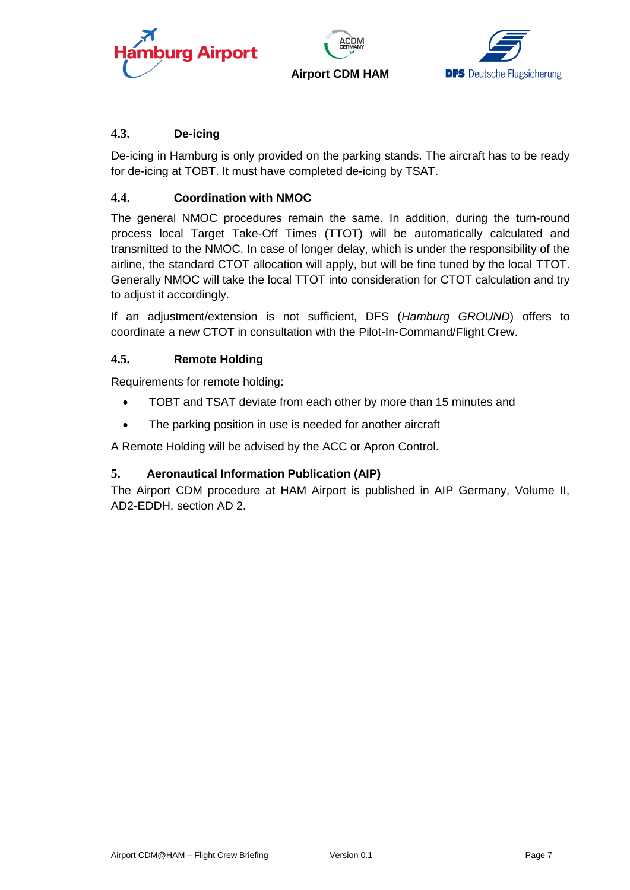### 4.3. De-icing

De-icing in Hamburg is only provided on the parking stands. The aircraft has to be ready for de-icing at TOBT. It must have completed de-icing by TSAT.

### 4.4. Coordination with NMOC

The general NMOC procedures remain the same. In addition, during the turn-round process local Target Take-Off Times (TTOT) will be automatically calculated and transmitted to the NMOC. In case of longer delay, which is under the responsibility of the airline, the standard CTOT allocation will apply, but will be fine tuned by the local TTOT. Generally NMOC will take the local TTOT into consideration for CTOT calculation and try to adjust it accordingly.

If an adjustment/extension is not sufficient, DFS (*Hamburg GROUND*) offers to coordinate a new CTOT in consultation with the Pilot-In-Command/Flight Crew.

### 4.5. Remote Holding

Requirements for remote holding:

- TOBT and TSAT deviate from each other by more than 15 minutes and
- The parking position in use is needed for another aircraft

A Remote Holding will be advised by the ACC or Apron Control.

## 5. Aeronautical Information Publication (AIP)

The Airport CDM procedure at HAM Airport is published in AIP Germany, Volume II, AD2-EDDH, section AD 2.